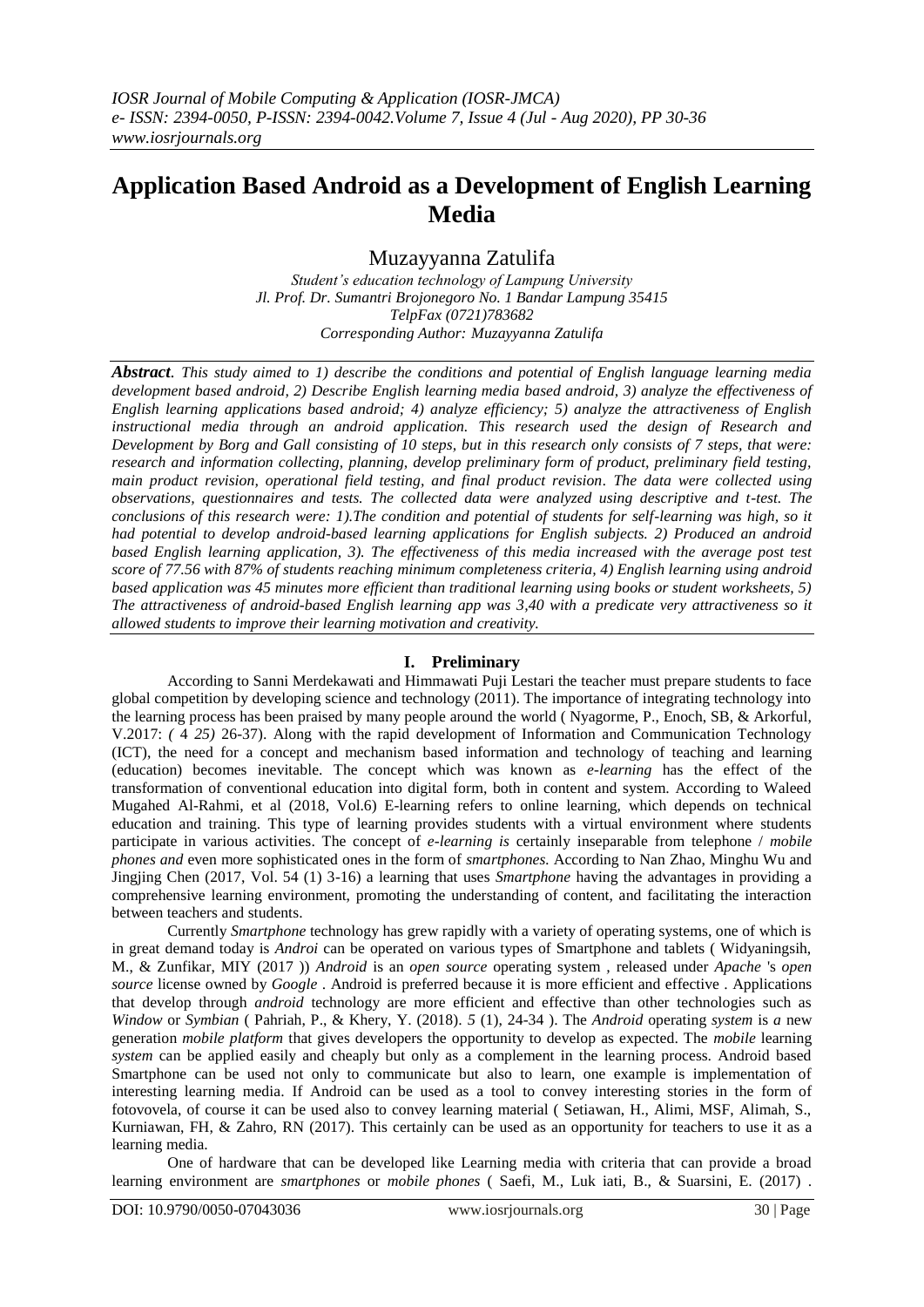# Application Based Android as a Development of English Learning Media

Muzayyanna Zatulifa

*Student's education technology of Lampung University*
*Jl. Prof. Dr. Sumantri Brojonegoro No. 1 Bandar Lampung 35415*
*TelpFax (0721)783682*
*Corresponding Author: Muzayyanna Zatulifa*

***Abstract****. This study aimed to 1) describe the conditions and potential of English language learning media development based android, 2) Describe English learning media based android, 3) analyze the effectiveness of English learning applications based android; 4) analyze efficiency; 5) analyze the attractiveness of English instructional media through an android application. This research used the design of Research and Development by Borg and Gall consisting of 10 steps, but in this research only consists of 7 steps, that were: research and information collecting, planning, develop preliminary form of product, preliminary field testing, main product revision, operational field testing, and final product revision. The data were collected using observations, questionnaires and tests. The collected data were analyzed using descriptive and t-test. The conclusions of this research were: 1).The condition and potential of students for self-learning was high, so it had potential to develop android-based learning applications for English subjects. 2) Produced an android based English learning application, 3). The effectiveness of this media increased with the average post test score of 77.56 with 87% of students reaching minimum completeness criteria, 4) English learning using android based application was 45 minutes more efficient than traditional learning using books or student worksheets, 5) The attractiveness of android-based English learning app was 3,40 with a predicate very attractiveness so it allowed students to improve their learning motivation and creativity.*

## I. Preliminary

According to Sanni Merdekawati and Himmawati Puji Lestari the teacher must prepare students to face global competition by developing science and technology (2011). The importance of integrating technology into the learning process has been praised by many people around the world ( Nyagorme, P., Enoch, SB, & Arkorful, V.2017: *(* 4 *25)* 26-37). Along with the rapid development of Information and Communication Technology (ICT), the need for a concept and mechanism based information and technology of teaching and learning (education) becomes inevitable. The concept which was known as *e-learning* has the effect of the transformation of conventional education into digital form, both in content and system. According to Waleed Mugahed Al-Rahmi, et al (2018, Vol.6) E-learning refers to online learning, which depends on technical education and training. This type of learning provides students with a virtual environment where students participate in various activities. The concept of *e-learning is* certainly inseparable from telephone / *mobile phones and* even more sophisticated ones in the form of *smartphones.* According to Nan Zhao, Minghu Wu and Jingjing Chen (2017, Vol. 54 (1) 3-16) a learning that uses *Smartphone* having the advantages in providing a comprehensive learning environment, promoting the understanding of content, and facilitating the interaction between teachers and students.

Currently *Smartphone* technology has grew rapidly with a variety of operating systems, one of which is in great demand today is *Androi* can be operated on various types of Smartphone and tablets ( Widyaningsih, M., & Zunfikar, MIY (2017 )) *Android* is an *open source* operating system , released under *Apache* 's *open source* license owned by *Google* . Android is preferred because it is more efficient and effective . Applications that develop through *android* technology are more efficient and effective than other technologies such as *Window* or *Symbian* ( Pahriah, P., & Khery, Y. (2018). *5* (1), 24-34 ). The *Android* operating *system* is *a* new generation *mobile platform* that gives developers the opportunity to develop as expected. The *mobile* learning *system* can be applied easily and cheaply but only as a complement in the learning process. Android based Smartphone can be used not only to communicate but also to learn, one example is implementation of interesting learning media. If Android can be used as a tool to convey interesting stories in the form of fotovovela, of course it can be used also to convey learning material ( Setiawan, H., Alimi, MSF, Alimah, S., Kurniawan, FH, & Zahro, RN (2017). This certainly can be used as an opportunity for teachers to use it as a learning media.

One of hardware that can be developed like Learning media with criteria that can provide a broad learning environment are *smartphones* or *mobile phones* ( Saefi, M., Luk iati, B., & Suarsini, E. (2017) .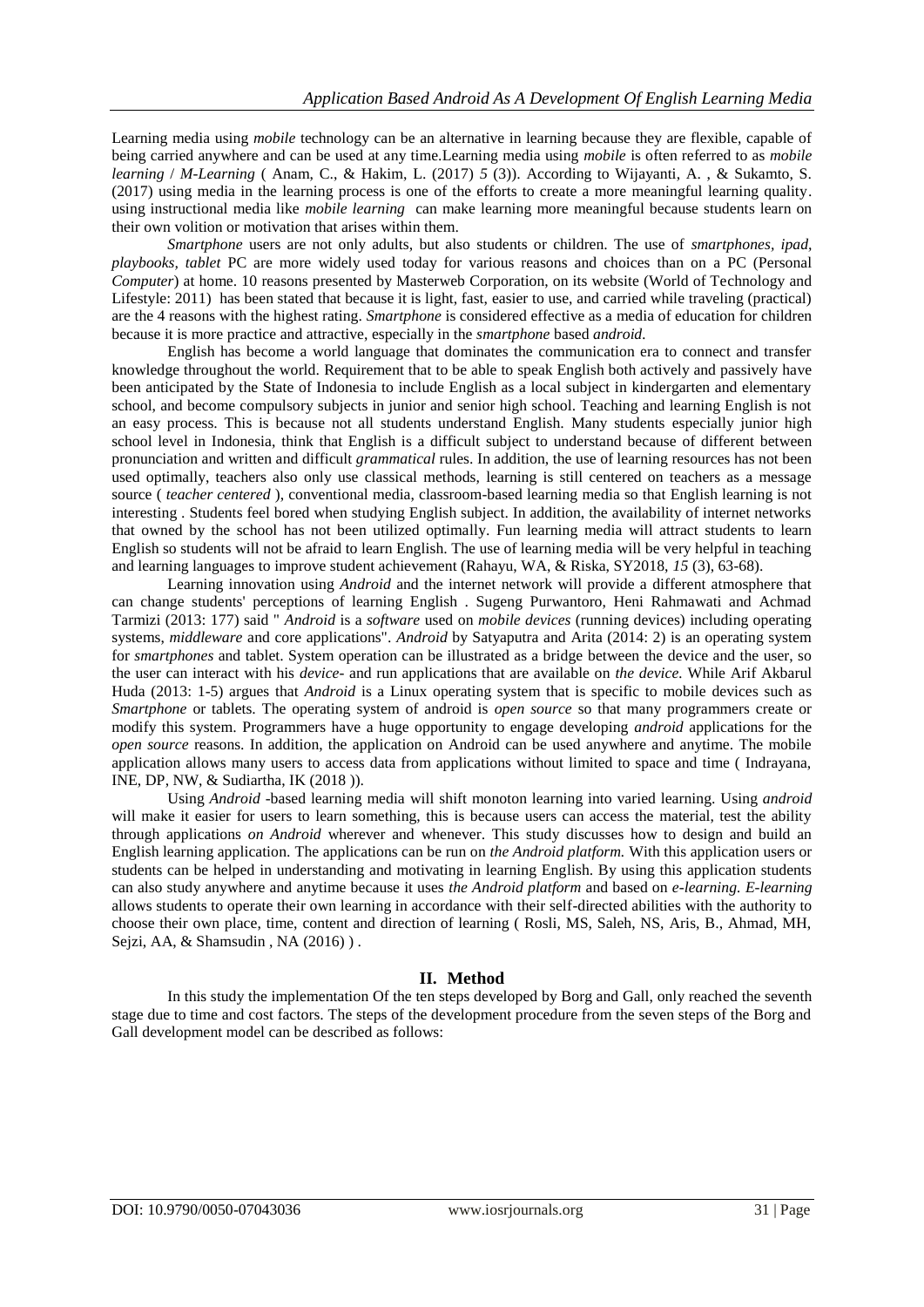Learning media using *mobile* technology can be an alternative in learning because they are flexible, capable of being carried anywhere and can be used at any time.Learning media using *mobile* is often referred to as *mobile learning* / *M-Learning* ( Anam, C., & Hakim, L. (2017) *5* (3)). According to Wijayanti, A. , & Sukamto, S. (2017) using media in the learning process is one of the efforts to create a more meaningful learning quality. using instructional media like *mobile learning* can make learning more meaningful because students learn on their own volition or motivation that arises within them.

*Smartphone* users are not only adults, but also students or children. The use of *smartphones, ipad, playbooks, tablet* PC are more widely used today for various reasons and choices than on a PC (Personal *Computer*) at home. 10 reasons presented by Masterweb Corporation, on its website (World of Technology and Lifestyle: 2011) has been stated that because it is light, fast, easier to use, and carried while traveling (practical) are the 4 reasons with the highest rating. *Smartphone* is considered effective as a media of education for children because it is more practice and attractive, especially in the *smartphone* based *android.*

English has become a world language that dominates the communication era to connect and transfer knowledge throughout the world. Requirement that to be able to speak English both actively and passively have been anticipated by the State of Indonesia to include English as a local subject in kindergarten and elementary school, and become compulsory subjects in junior and senior high school. Teaching and learning English is not an easy process. This is because not all students understand English. Many students especially junior high school level in Indonesia, think that English is a difficult subject to understand because of different between pronunciation and written and difficult *grammatical* rules. In addition, the use of learning resources has not been used optimally, teachers also only use classical methods, learning is still centered on teachers as a message source ( *teacher centered* ), conventional media, classroom-based learning media so that English learning is not interesting . Students feel bored when studying English subject. In addition, the availability of internet networks that owned by the school has not been utilized optimally. Fun learning media will attract students to learn English so students will not be afraid to learn English. The use of learning media will be very helpful in teaching and learning languages to improve student achievement (Rahayu, WA, & Riska, SY2018, *15* (3), 63-68).

Learning innovation using *Android* and the internet network will provide a different atmosphere that can change students' perceptions of learning English . Sugeng Purwantoro, Heni Rahmawati and Achmad Tarmizi (2013: 177) said " *Android* is a *software* used on *mobile devices* (running devices) including operating systems, *middleware* and core applications". *Android* by Satyaputra and Arita (2014: 2) is an operating system for *smartphones* and tablet. System operation can be illustrated as a bridge between the device and the user, so the user can interact with his *device*- and run applications that are available on *the device.* While Arif Akbarul Huda (2013: 1-5) argues that *Android* is a Linux operating system that is specific to mobile devices such as *Smartphone* or tablets. The operating system of android is *open source* so that many programmers create or modify this system. Programmers have a huge opportunity to engage developing *android* applications for the *open source* reasons. In addition, the application on Android can be used anywhere and anytime. The mobile application allows many users to access data from applications without limited to space and time ( Indrayana, INE, DP, NW, & Sudiartha, IK (2018 )).

Using *Android* -based learning media will shift monoton learning into varied learning. Using *android* will make it easier for users to learn something, this is because users can access the material, test the ability through applications *on Android* wherever and whenever. This study discusses how to design and build an English learning application. The applications can be run on *the Android platform.* With this application users or students can be helped in understanding and motivating in learning English. By using this application students can also study anywhere and anytime because it uses *the Android platform* and based on *e-learning. E-learning* allows students to operate their own learning in accordance with their self-directed abilities with the authority to choose their own place, time, content and direction of learning ( Rosli, MS, Saleh, NS, Aris, B., Ahmad, MH, Sejzi, AA, & Shamsudin , NA (2016) ) .

## II. Method

In this study the implementation Of the ten steps developed by Borg and Gall, only reached the seventh stage due to time and cost factors. The steps of the development procedure from the seven steps of the Borg and Gall development model can be described as follows: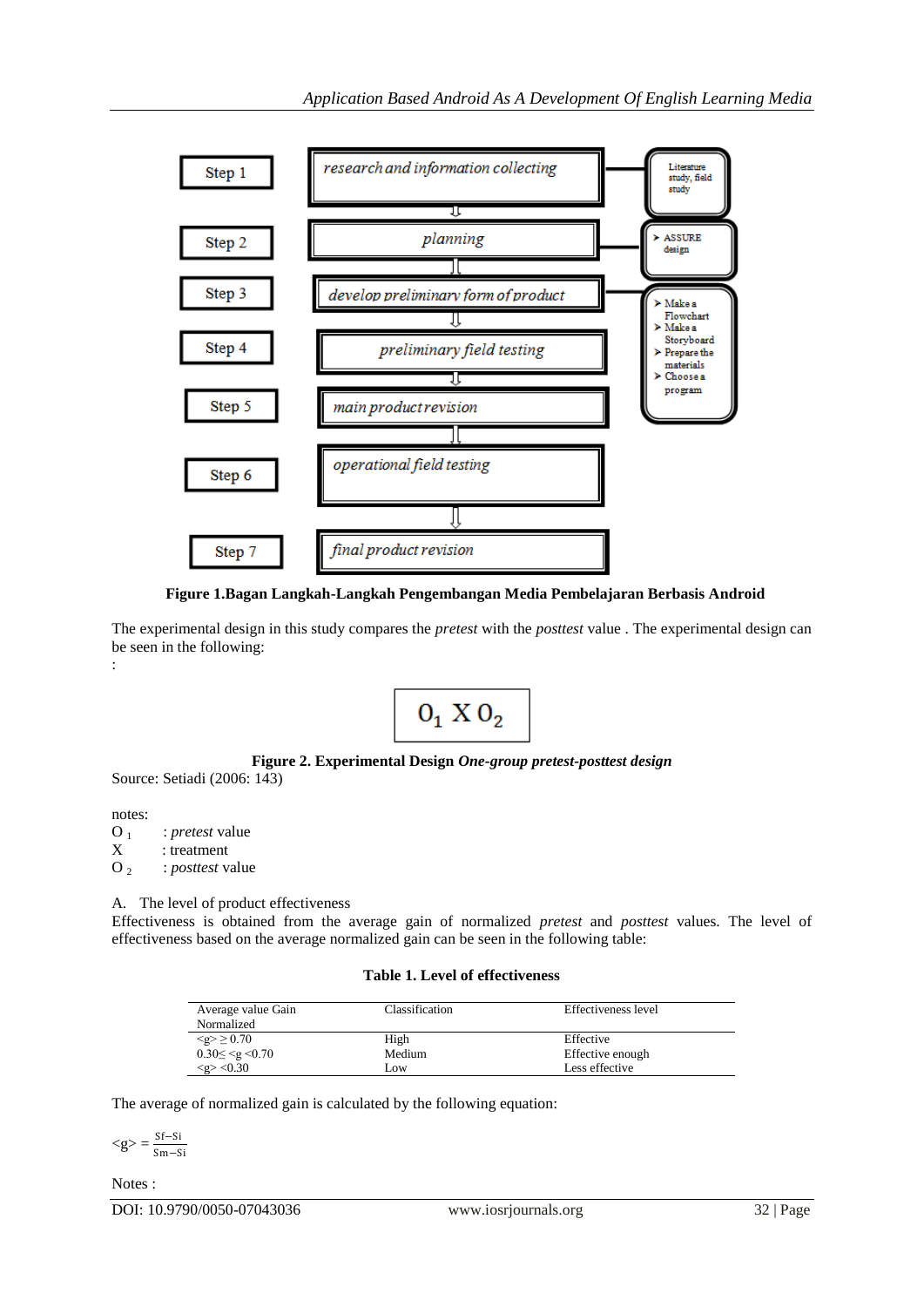Step 1 — research and information collecting — Literature study, field study

Step 2 — planning — ASSURE design

Step 3 — develop preliminary form of product — Make a Flowchart; Make a Storyboard; Prepare the materials; Choose a program

Step 4 — preliminary field testing

Step 5 — main product revision

Step 6 — operational field testing

Step 7 — final product revision

**Figure 1.Bagan Langkah-Langkah Pengembangan Media Pembelajaran Berbasis Android**

The experimental design in this study compares the *pretest* with the *posttest* value . The experimental design can be seen in the following:
:

$$O_1 \; X \; O_2$$

**Figure 2. Experimental Design *One-group pretest-posttest design***

Source: Setiadi (2006: 143)

notes:
$O_1$ : *pretest* value
X : treatment
$O_2$ : *posttest* value

A. The level of product effectiveness

Effectiveness is obtained from the average gain of normalized *pretest* and *posttest* values. The level of effectiveness based on the average normalized gain can be seen in the following table:

**Table 1. Level of effectiveness**

| Average value Gain Normalized | Classification | Effectiveness level |
|---|---|---|
| $\langle g \rangle \geq 0.70$ | High | Effective |
| $0.30 \leq \langle g < 0.70$ | Medium | Effective enough |
| $\langle g \rangle < 0.30$ | Low | Less effective |

The average of normalized gain is calculated by the following equation:

$$\langle g \rangle = \frac{Sf - Si}{Sm - Si}$$

Notes :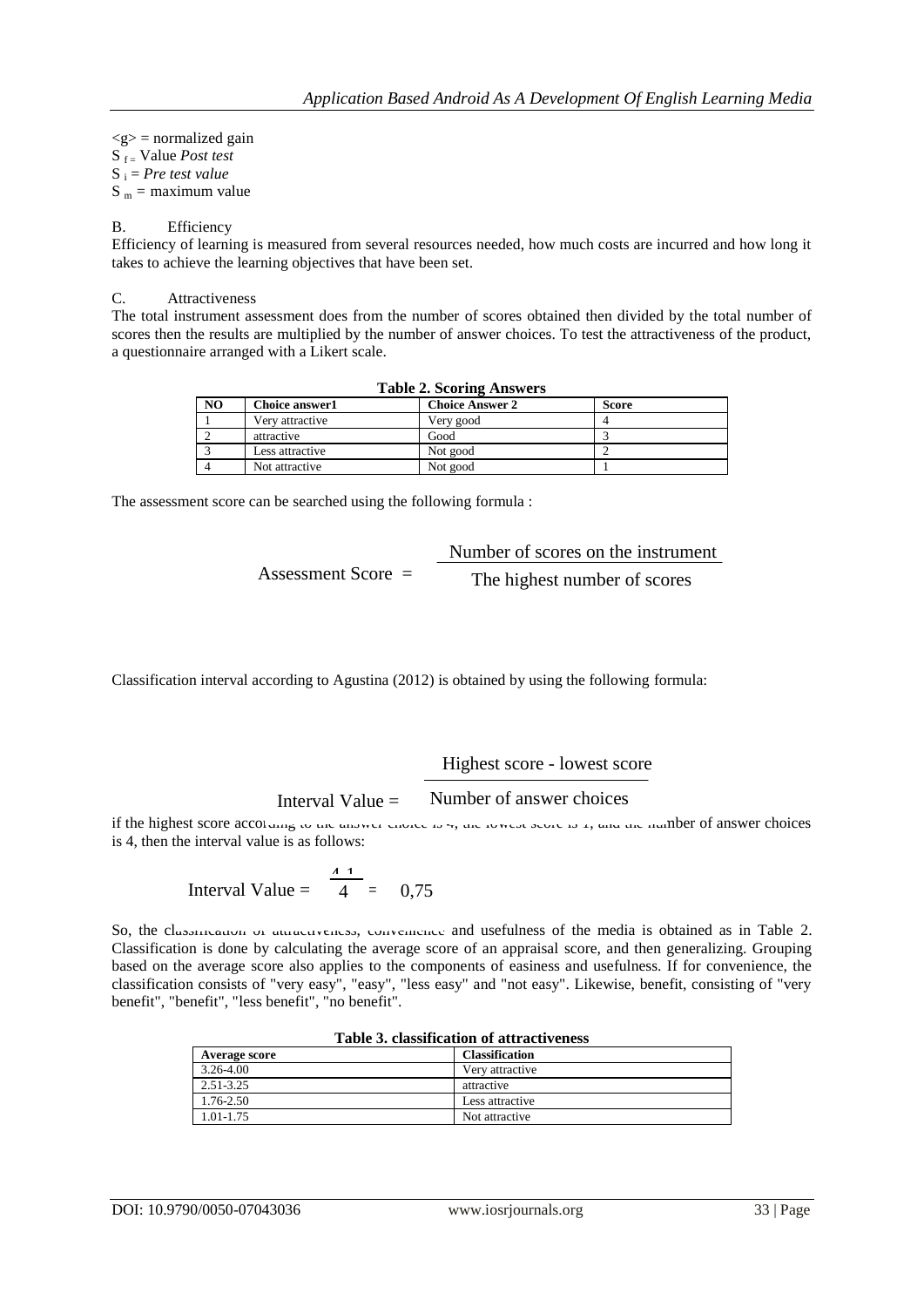$<g>$ = normalized gain
$S_f$ = Value *Post test*
$S_i$ = *Pre test value*
$S_m$ = maximum value

B. Efficiency

Efficiency of learning is measured from several resources needed, how much costs are incurred and how long it takes to achieve the learning objectives that have been set.

C. Attractiveness

The total instrument assessment does from the number of scores obtained then divided by the total number of scores then the results are multiplied by the number of answer choices. To test the attractiveness of the product, a questionnaire arranged with a Likert scale.

**Table 2. Scoring Answers**

| NO | Choice answer1 | Choice Answer 2 | Score |
|---|---|---|---|
| 1 | Very attractive | Very good | 4 |
| 2 | attractive | Good | 3 |
| 3 | Less attractive | Not good | 2 |
| 4 | Not attractive | Not good | 1 |

The assessment score can be searched using the following formula :

$$\text{Assessment Score} = \frac{\text{Number of scores on the instrument}}{\text{The highest number of scores}}$$

Classification interval according to Agustina (2012) is obtained by using the following formula:

$$\text{Interval Value} = \frac{\text{Highest score - lowest score}}{\text{Number of answer choices}}$$

if the highest score according to the answer choice is 4, the lowest score is 1, and the number of answer choices is 4, then the interval value is as follows:

$$\text{Interval Value} = \frac{4-1}{4} = 0{,}75$$

So, the classification of attractiveness, convenience and usefulness of the media is obtained as in Table 2. Classification is done by calculating the average score of an appraisal score, and then generalizing. Grouping based on the average score also applies to the components of easiness and usefulness. If for convenience, the classification consists of "very easy", "easy", "less easy" and "not easy". Likewise, benefit, consisting of "very benefit", "benefit", "less benefit", "no benefit".

**Table 3. classification of attractiveness**

| Average score | Classification |
|---|---|
| 3.26-4.00 | Very attractive |
| 2.51-3.25 | attractive |
| 1.76-2.50 | Less attractive |
| 1.01-1.75 | Not attractive |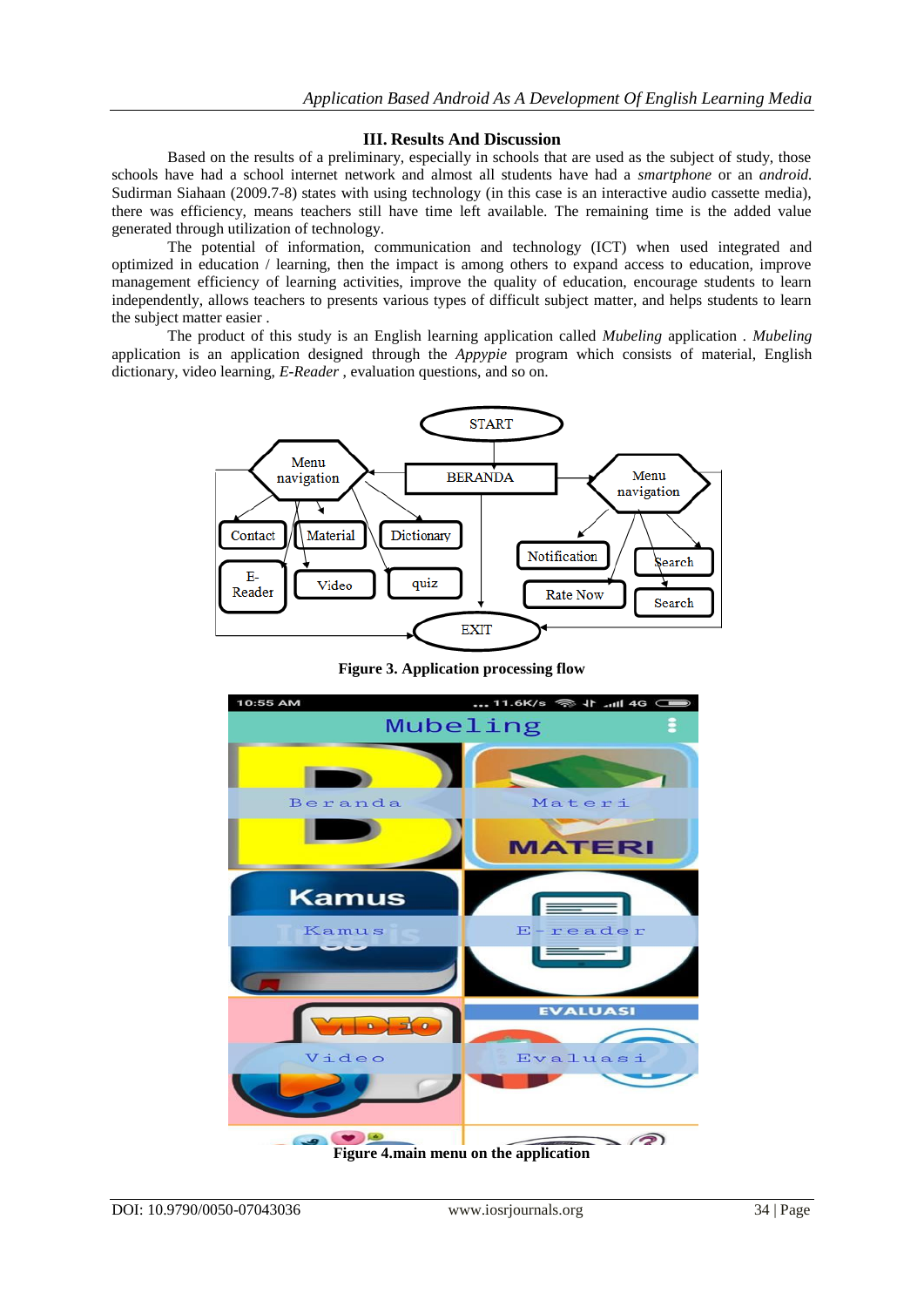## III. Results And Discussion

Based on the results of a preliminary, especially in schools that are used as the subject of study, those schools have had a school internet network and almost all students have had a *smartphone* or an *android.* Sudirman Siahaan (2009.7-8) states with using technology (in this case is an interactive audio cassette media), there was efficiency, means teachers still have time left available. The remaining time is the added value generated through utilization of technology.

The potential of information, communication and technology (ICT) when used integrated and optimized in education / learning, then the impact is among others to expand access to education, improve management efficiency of learning activities, improve the quality of education, encourage students to learn independently, allows teachers to presents various types of difficult subject matter, and helps students to learn the subject matter easier .

The product of this study is an English learning application called *Mubeling* application . *Mubeling* application is an application designed through the *Appypie* program which consists of material, English dictionary, video learning, *E-Reader* , evaluation questions, and so on.

**Figure 3. Application processing flow**

**Figure 4.main menu on the application**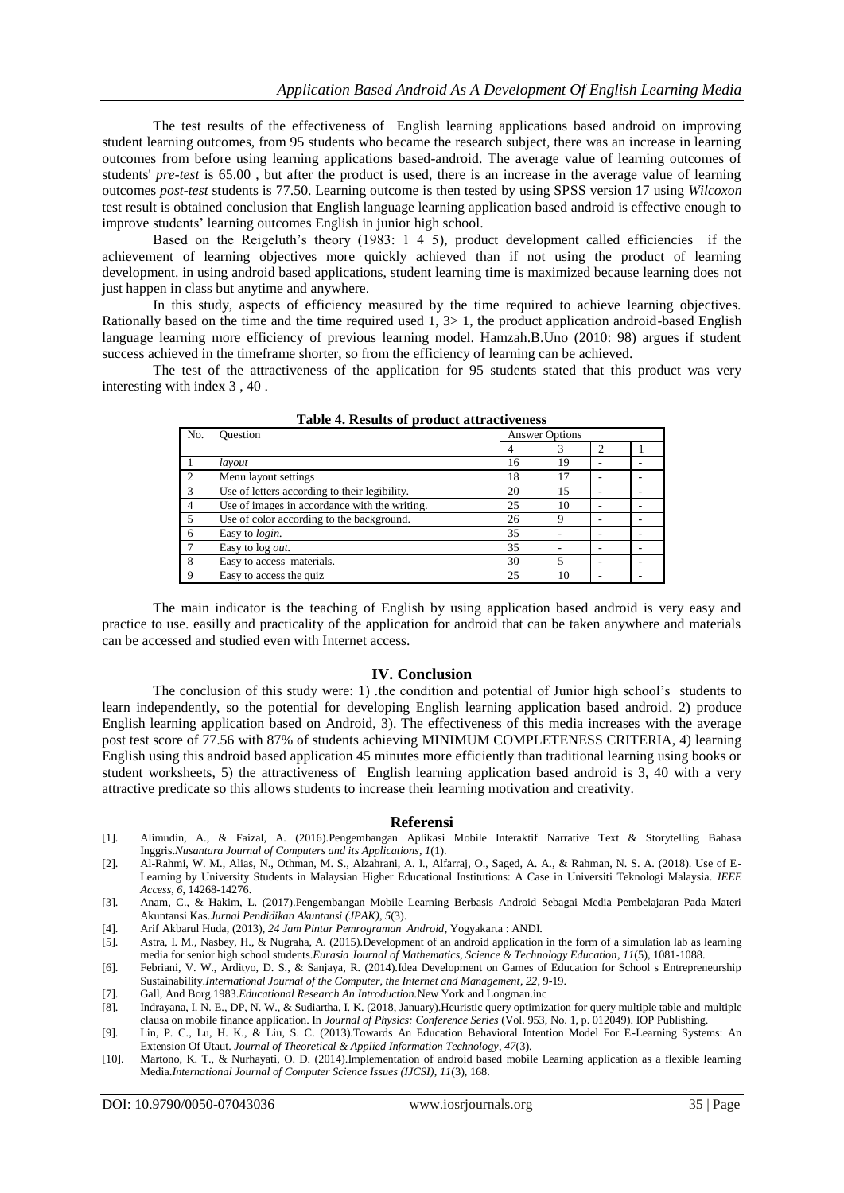The test results of the effectiveness of English learning applications based android on improving student learning outcomes, from 95 students who became the research subject, there was an increase in learning outcomes from before using learning applications based-android. The average value of learning outcomes of students' *pre-test* is 65.00 , but after the product is used, there is an increase in the average value of learning outcomes *post-test* students is 77.50. Learning outcome is then tested by using SPSS version 17 using *Wilcoxon* test result is obtained conclusion that English language learning application based android is effective enough to improve students' learning outcomes English in junior high school.

Based on the Reigeluth's theory (1983: 1 4 5), product development called efficiencies if the achievement of learning objectives more quickly achieved than if not using the product of learning development. in using android based applications, student learning time is maximized because learning does not just happen in class but anytime and anywhere.

In this study, aspects of efficiency measured by the time required to achieve learning objectives. Rationally based on the time and the time required used 1, 3> 1, the product application android-based English language learning more efficiency of previous learning model. Hamzah.B.Uno (2010: 98) argues if student success achieved in the timeframe shorter, so from the efficiency of learning can be achieved.

The test of the attractiveness of the application for 95 students stated that this product was very interesting with index 3 , 40 .

**Table 4. Results of product attractiveness**

| No. | Question | Answer Options | | | |
|---|---|---|---|---|---|
| | | 4 | 3 | 2 | 1 |
| 1 | *layout* | 16 | 19 | - | - |
| 2 | Menu layout settings | 18 | 17 | - | - |
| 3 | Use of letters according to their legibility. | 20 | 15 | - | - |
| 4 | Use of images in accordance with the writing. | 25 | 10 | - | - |
| 5 | Use of color according to the background. | 26 | 9 | - | - |
| 6 | Easy to *login.* | 35 | - | - | - |
| 7 | Easy to log *out.* | 35 | - | - | - |
| 8 | Easy to access materials. | 30 | 5 | - | - |
| 9 | Easy to access the quiz | 25 | 10 | - | - |

The main indicator is the teaching of English by using application based android is very easy and practice to use. easilly and practicality of the application for android that can be taken anywhere and materials can be accessed and studied even with Internet access.

## IV. Conclusion

The conclusion of this study were: 1) .the condition and potential of Junior high school's students to learn independently, so the potential for developing English learning application based android. 2) produce English learning application based on Android, 3). The effectiveness of this media increases with the average post test score of 77.56 with 87% of students achieving MINIMUM COMPLETENESS CRITERIA, 4) learning English using this android based application 45 minutes more efficiently than traditional learning using books or student worksheets, 5) the attractiveness of English learning application based android is 3, 40 with a very attractive predicate so this allows students to increase their learning motivation and creativity.

## Referensi

[1]. Alimudin, A., & Faizal, A. (2016).Pengembangan Aplikasi Mobile Interaktif Narrative Text & Storytelling Bahasa Inggris.*Nusantara Journal of Computers and its Applications*, *1*(1).

[2]. Al-Rahmi, W. M., Alias, N., Othman, M. S., Alzahrani, A. I., Alfarraj, O., Saged, A. A., & Rahman, N. S. A. (2018). Use of E-Learning by University Students in Malaysian Higher Educational Institutions: A Case in Universiti Teknologi Malaysia. *IEEE Access*, *6*, 14268-14276.

[3]. Anam, C., & Hakim, L. (2017).Pengembangan Mobile Learning Berbasis Android Sebagai Media Pembelajaran Pada Materi Akuntansi Kas.*Jurnal Pendidikan Akuntansi (JPAK)*, *5*(3).

[4]. Arif Akbarul Huda, (2013), *24 Jam Pintar Pemrograman Android*, Yogyakarta : ANDI.

[5]. Astra, I. M., Nasbey, H., & Nugraha, A. (2015).Development of an android application in the form of a simulation lab as learning media for senior high school students.*Eurasia Journal of Mathematics, Science & Technology Education*, *11*(5), 1081-1088.

[6]. Febriani, V. W., Ardityo, D. S., & Sanjaya, R. (2014).Idea Development on Games of Education for School s Entrepreneurship Sustainability.*International Journal of the Computer, the Internet and Management*, *22*, 9-19.

[7]. Gall, And Borg.1983.*Educational Research An Introduction.*New York and Longman.inc

[8]. Indrayana, I. N. E., DP, N. W., & Sudiartha, I. K. (2018, January).Heuristic query optimization for query multiple table and multiple clausa on mobile finance application. In *Journal of Physics: Conference Series* (Vol. 953, No. 1, p. 012049). IOP Publishing.

[9]. Lin, P. C., Lu, H. K., & Liu, S. C. (2013).Towards An Education Behavioral Intention Model For E-Learning Systems: An Extension Of Utaut. *Journal of Theoretical & Applied Information Technology*, *47*(3).

[10]. Martono, K. T., & Nurhayati, O. D. (2014).Implementation of android based mobile Learning application as a flexible learning Media.*International Journal of Computer Science Issues (IJCSI)*, *11*(3), 168.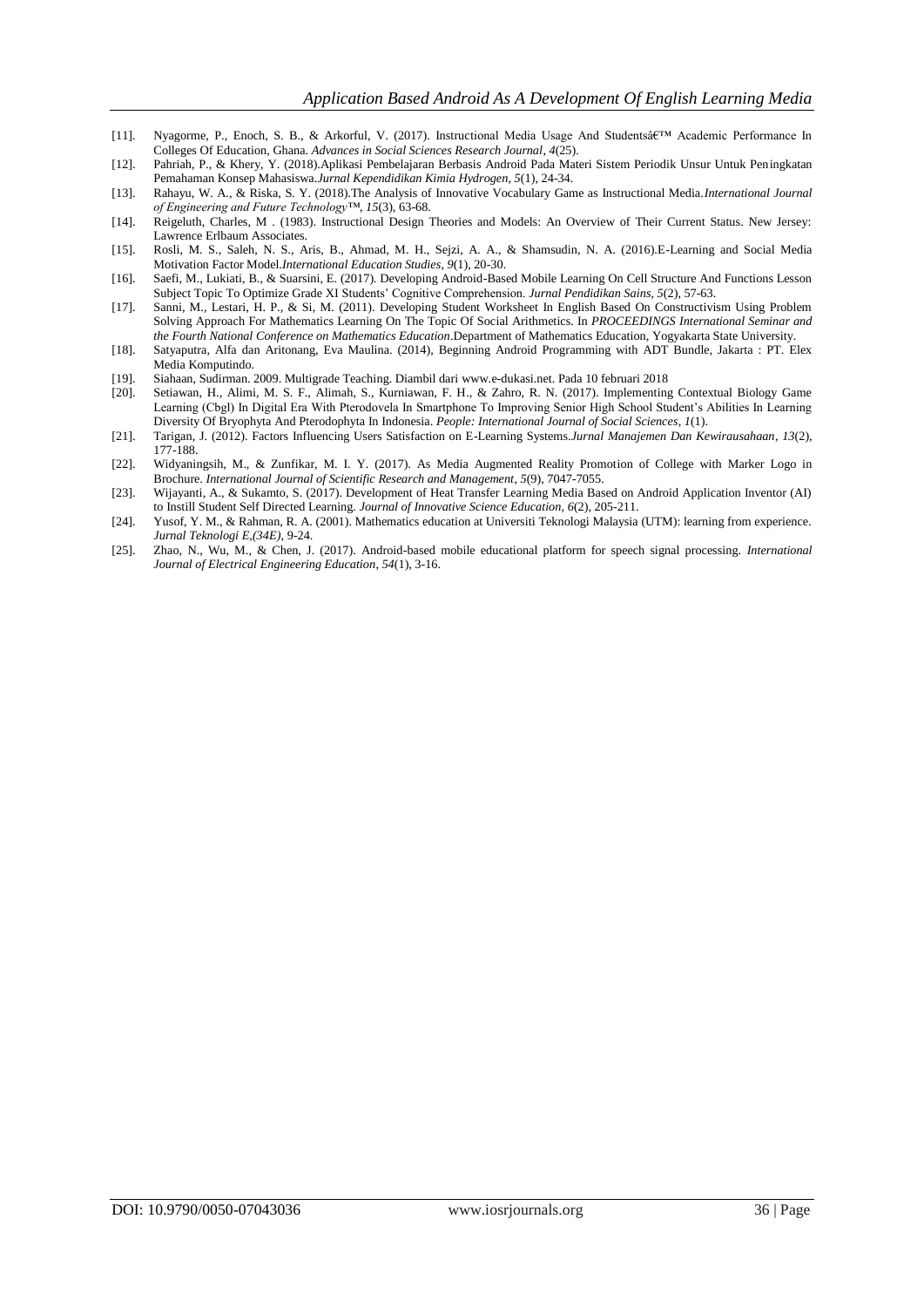[11]. Nyagorme, P., Enoch, S. B., & Arkorful, V. (2017). Instructional Media Usage And Studentsâ€™ Academic Performance In Colleges Of Education, Ghana. *Advances in Social Sciences Research Journal*, *4*(25).

[12]. Pahriah, P., & Khery, Y. (2018).Aplikasi Pembelajaran Berbasis Android Pada Materi Sistem Periodik Unsur Untuk Peningkatan Pemahaman Konsep Mahasiswa.*Jurnal Kependidikan Kimia Hydrogen*, *5*(1), 24-34.

[13]. Rahayu, W. A., & Riska, S. Y. (2018).The Analysis of Innovative Vocabulary Game as Instructional Media.*International Journal of Engineering and Future Technology™*, *15*(3), 63-68.

[14]. Reigeluth, Charles, M . (1983). Instructional Design Theories and Models: An Overview of Their Current Status. New Jersey: Lawrence Erlbaum Associates.

[15]. Rosli, M. S., Saleh, N. S., Aris, B., Ahmad, M. H., Sejzi, A. A., & Shamsudin, N. A. (2016).E-Learning and Social Media Motivation Factor Model.*International Education Studies*, *9*(1), 20-30.

[16]. Saefi, M., Lukiati, B., & Suarsini, E. (2017). Developing Android-Based Mobile Learning On Cell Structure And Functions Lesson Subject Topic To Optimize Grade XI Students' Cognitive Comprehension. *Jurnal Pendidikan Sains*, *5*(2), 57-63.

[17]. Sanni, M., Lestari, H. P., & Si, M. (2011). Developing Student Worksheet In English Based On Constructivism Using Problem Solving Approach For Mathematics Learning On The Topic Of Social Arithmetics. In *PROCEEDINGS International Seminar and the Fourth National Conference on Mathematics Education*.Department of Mathematics Education, Yogyakarta State University.

[18]. Satyaputra, Alfa dan Aritonang, Eva Maulina. (2014), Beginning Android Programming with ADT Bundle, Jakarta : PT. Elex Media Komputindo.

[19]. Siahaan, Sudirman. 2009. Multigrade Teaching. Diambil dari www.e-dukasi.net. Pada 10 februari 2018

[20]. Setiawan, H., Alimi, M. S. F., Alimah, S., Kurniawan, F. H., & Zahro, R. N. (2017). Implementing Contextual Biology Game Learning (Cbgl) In Digital Era With Pterodovela In Smartphone To Improving Senior High School Student's Abilities In Learning Diversity Of Bryophyta And Pterodophyta In Indonesia. *People: International Journal of Social Sciences*, *1*(1).

[21]. Tarigan, J. (2012). Factors Influencing Users Satisfaction on E-Learning Systems.*Jurnal Manajemen Dan Kewirausahaan*, *13*(2), 177-188.

[22]. Widyaningsih, M., & Zunfikar, M. I. Y. (2017). As Media Augmented Reality Promotion of College with Marker Logo in Brochure. *International Journal of Scientific Research and Management*, *5*(9), 7047-7055.

[23]. Wijayanti, A., & Sukamto, S. (2017). Development of Heat Transfer Learning Media Based on Android Application Inventor (AI) to Instill Student Self Directed Learning. *Journal of Innovative Science Education*, *6*(2), 205-211.

[24]. Yusof, Y. M., & Rahman, R. A. (2001). Mathematics education at Universiti Teknologi Malaysia (UTM): learning from experience. *Jurnal Teknologi E,(34E)*, 9-24.

[25]. Zhao, N., Wu, M., & Chen, J. (2017). Android-based mobile educational platform for speech signal processing. *International Journal of Electrical Engineering Education*, *54*(1), 3-16.